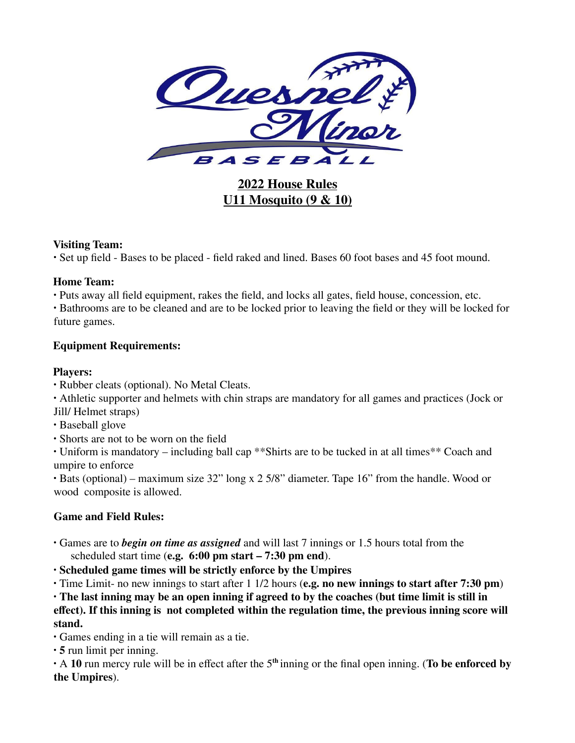# 2022 House Rules
# U11 Mosquito (9 & 10)

**Visiting Team:**

• Set up field - Bases to be placed - field raked and lined. Bases 60 foot bases and 45 foot mound.

**Home Team:**

• Puts away all field equipment, rakes the field, and locks all gates, field house, concession, etc.

• Bathrooms are to be cleaned and are to be locked prior to leaving the field or they will be locked for future games.

**Equipment Requirements:**

**Players:**

• Rubber cleats (optional). No Metal Cleats.

• Athletic supporter and helmets with chin straps are mandatory for all games and practices (Jock or Jill/ Helmet straps)

• Baseball glove

• Shorts are not to be worn on the field

• Uniform is mandatory – including ball cap **Shirts are to be tucked in at all times** Coach and umpire to enforce

• Bats (optional) – maximum size 32" long x 2 5/8" diameter. Tape 16" from the handle. Wood or wood composite is allowed.

**Game and Field Rules:**

• Games are to ***begin on time as assigned*** and will last 7 innings or 1.5 hours total from the scheduled start time (**e.g. 6:00 pm start – 7:30 pm end**).

• **Scheduled game times will be strictly enforce by the Umpires**

• Time Limit- no new innings to start after 1 1/2 hours (**e.g. no new innings to start after 7:30 pm**)

• **The last inning may be an open inning if agreed to by the coaches (but time limit is still in effect). If this inning is not completed within the regulation time, the previous inning score will stand.**

• Games ending in a tie will remain as a tie.

• **5** run limit per inning.

• A **10** run mercy rule will be in effect after the 5th inning or the final open inning. (**To be enforced by the Umpires**).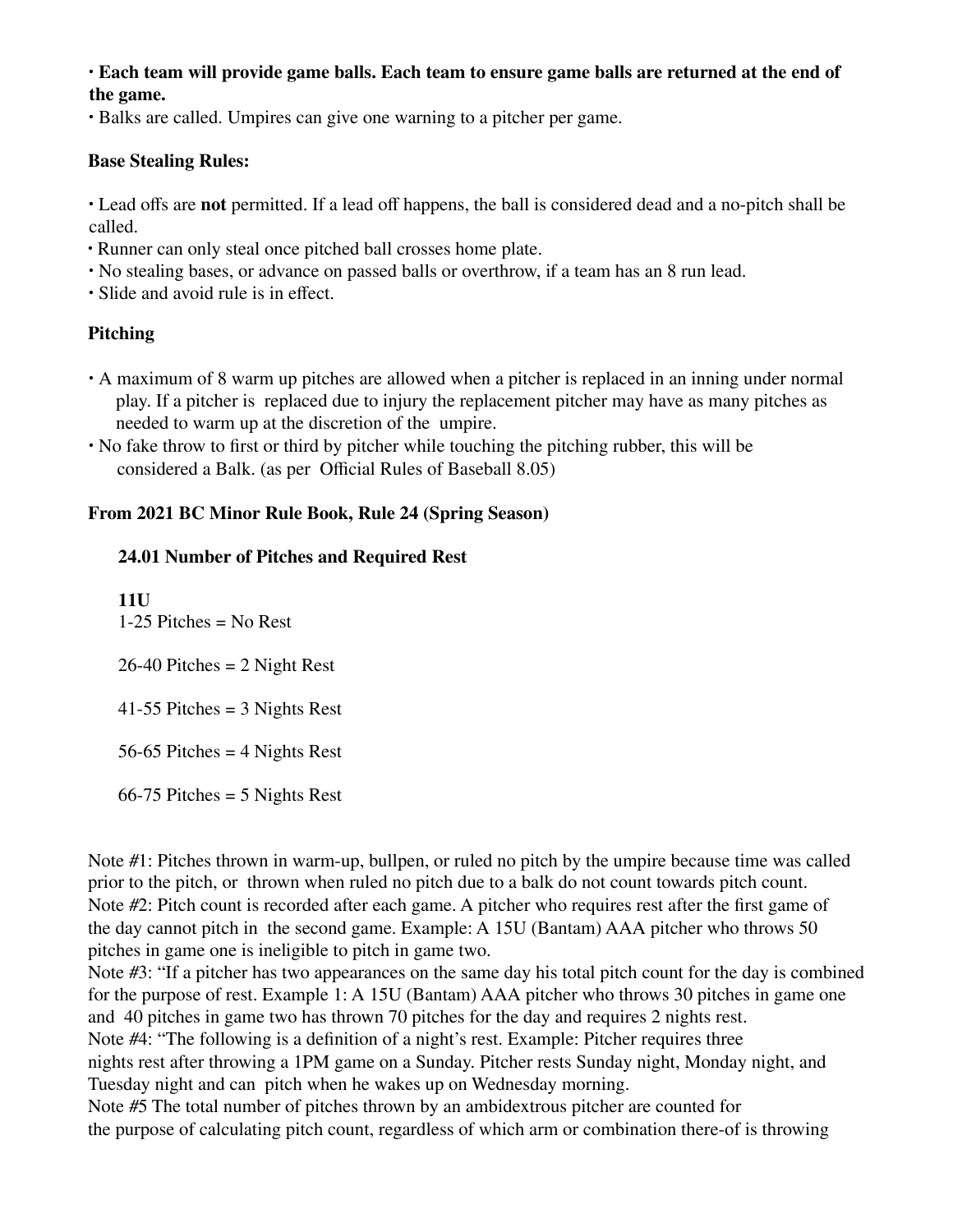- **Each team will provide game balls. Each team to ensure game balls are returned at the end of the game.**
- Balks are called. Umpires can give one warning to a pitcher per game.

**Base Stealing Rules:**

- Lead offs are **not** permitted. If a lead off happens, the ball is considered dead and a no-pitch shall be called.
- Runner can only steal once pitched ball crosses home plate.
- No stealing bases, or advance on passed balls or overthrow, if a team has an 8 run lead.
- Slide and avoid rule is in effect.

### Pitching

- A maximum of 8 warm up pitches are allowed when a pitcher is replaced in an inning under normal play. If a pitcher is replaced due to injury the replacement pitcher may have as many pitches as needed to warm up at the discretion of the umpire.
- No fake throw to first or third by pitcher while touching the pitching rubber, this will be considered a Balk. (as per Official Rules of Baseball 8.05)

### From 2021 BC Minor Rule Book, Rule 24 (Spring Season)

#### 24.01 Number of Pitches and Required Rest

**11U**

1-25 Pitches = No Rest

26-40 Pitches = 2 Night Rest

41-55 Pitches = 3 Nights Rest

56-65 Pitches = 4 Nights Rest

66-75 Pitches = 5 Nights Rest

Note #1: Pitches thrown in warm-up, bullpen, or ruled no pitch by the umpire because time was called prior to the pitch, or thrown when ruled no pitch due to a balk do not count towards pitch count.
Note #2: Pitch count is recorded after each game. A pitcher who requires rest after the first game of the day cannot pitch in the second game. Example: A 15U (Bantam) AAA pitcher who throws 50 pitches in game one is ineligible to pitch in game two.
Note #3: "If a pitcher has two appearances on the same day his total pitch count for the day is combined for the purpose of rest. Example 1: A 15U (Bantam) AAA pitcher who throws 30 pitches in game one and 40 pitches in game two has thrown 70 pitches for the day and requires 2 nights rest.
Note #4: "The following is a definition of a night's rest. Example: Pitcher requires three nights rest after throwing a 1PM game on a Sunday. Pitcher rests Sunday night, Monday night, and Tuesday night and can pitch when he wakes up on Wednesday morning.
Note #5 The total number of pitches thrown by an ambidextrous pitcher are counted for the purpose of calculating pitch count, regardless of which arm or combination there-of is throwing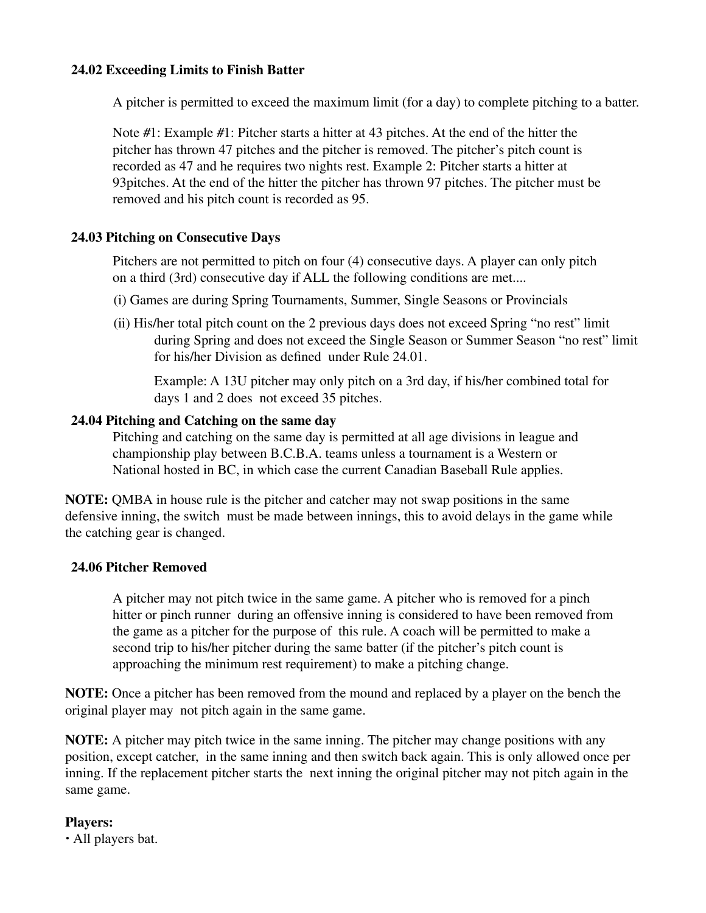### 24.02 Exceeding Limits to Finish Batter

A pitcher is permitted to exceed the maximum limit (for a day) to complete pitching to a batter.

Note #1: Example #1: Pitcher starts a hitter at 43 pitches. At the end of the hitter the pitcher has thrown 47 pitches and the pitcher is removed. The pitcher's pitch count is recorded as 47 and he requires two nights rest. Example 2: Pitcher starts a hitter at 93pitches. At the end of the hitter the pitcher has thrown 97 pitches. The pitcher must be removed and his pitch count is recorded as 95.

### 24.03 Pitching on Consecutive Days

Pitchers are not permitted to pitch on four (4) consecutive days. A player can only pitch on a third (3rd) consecutive day if ALL the following conditions are met....

(i) Games are during Spring Tournaments, Summer, Single Seasons or Provincials

(ii) His/her total pitch count on the 2 previous days does not exceed Spring "no rest" limit during Spring and does not exceed the Single Season or Summer Season "no rest" limit for his/her Division as defined under Rule 24.01.

Example: A 13U pitcher may only pitch on a 3rd day, if his/her combined total for days 1 and 2 does not exceed 35 pitches.

### 24.04 Pitching and Catching on the same day

Pitching and catching on the same day is permitted at all age divisions in league and championship play between B.C.B.A. teams unless a tournament is a Western or National hosted in BC, in which case the current Canadian Baseball Rule applies.

**NOTE:** QMBA in house rule is the pitcher and catcher may not swap positions in the same defensive inning, the switch must be made between innings, this to avoid delays in the game while the catching gear is changed.

### 24.06 Pitcher Removed

A pitcher may not pitch twice in the same game. A pitcher who is removed for a pinch hitter or pinch runner during an offensive inning is considered to have been removed from the game as a pitcher for the purpose of this rule. A coach will be permitted to make a second trip to his/her pitcher during the same batter (if the pitcher's pitch count is approaching the minimum rest requirement) to make a pitching change.

**NOTE:** Once a pitcher has been removed from the mound and replaced by a player on the bench the original player may not pitch again in the same game.

**NOTE:** A pitcher may pitch twice in the same inning. The pitcher may change positions with any position, except catcher, in the same inning and then switch back again. This is only allowed once per inning. If the replacement pitcher starts the next inning the original pitcher may not pitch again in the same game.

**Players:**

- All players bat.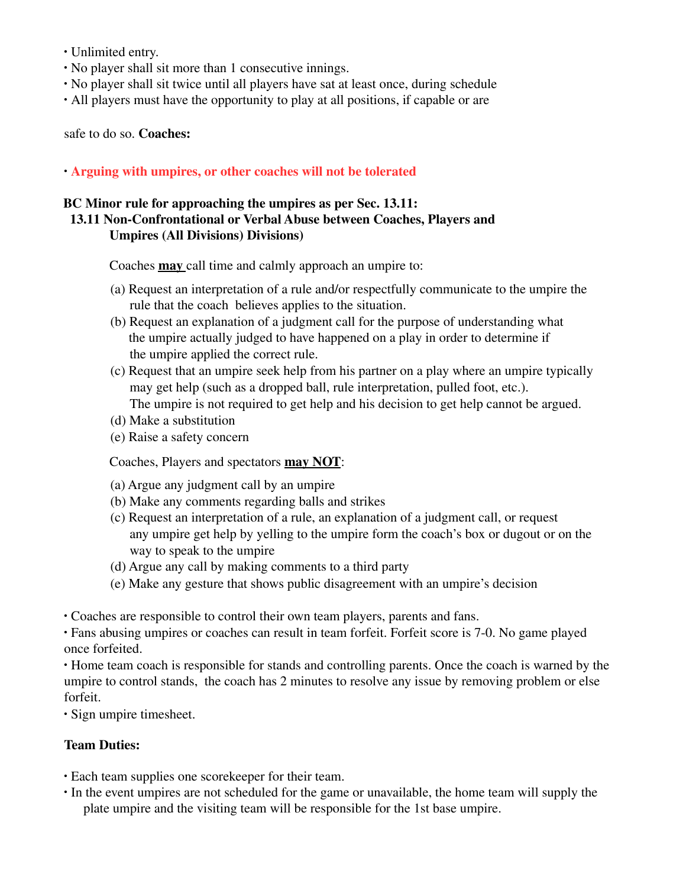- Unlimited entry.
- No player shall sit more than 1 consecutive innings.
- No player shall sit twice until all players have sat at least once, during schedule
- All players must have the opportunity to play at all positions, if capable or are

safe to do so. **Coaches:**

- **Arguing with umpires, or other coaches will not be tolerated**

**BC Minor rule for approaching the umpires as per Sec. 13.11:**
**13.11 Non-Confrontational or Verbal Abuse between Coaches, Players and Umpires (All Divisions) Divisions)**

Coaches **may** call time and calmly approach an umpire to:

(a) Request an interpretation of a rule and/or respectfully communicate to the umpire the rule that the coach believes applies to the situation.
(b) Request an explanation of a judgment call for the purpose of understanding what the umpire actually judged to have happened on a play in order to determine if the umpire applied the correct rule.
(c) Request that an umpire seek help from his partner on a play where an umpire typically may get help (such as a dropped ball, rule interpretation, pulled foot, etc.). The umpire is not required to get help and his decision to get help cannot be argued.
(d) Make a substitution
(e) Raise a safety concern

Coaches, Players and spectators **may NOT**:

(a) Argue any judgment call by an umpire
(b) Make any comments regarding balls and strikes
(c) Request an interpretation of a rule, an explanation of a judgment call, or request any umpire get help by yelling to the umpire form the coach's box or dugout or on the way to speak to the umpire
(d) Argue any call by making comments to a third party
(e) Make any gesture that shows public disagreement with an umpire's decision

- Coaches are responsible to control their own team players, parents and fans.
- Fans abusing umpires or coaches can result in team forfeit. Forfeit score is 7-0. No game played once forfeited.
- Home team coach is responsible for stands and controlling parents. Once the coach is warned by the umpire to control stands, the coach has 2 minutes to resolve any issue by removing problem or else forfeit.
- Sign umpire timesheet.

**Team Duties:**

- Each team supplies one scorekeeper for their team.
- In the event umpires are not scheduled for the game or unavailable, the home team will supply the plate umpire and the visiting team will be responsible for the 1st base umpire.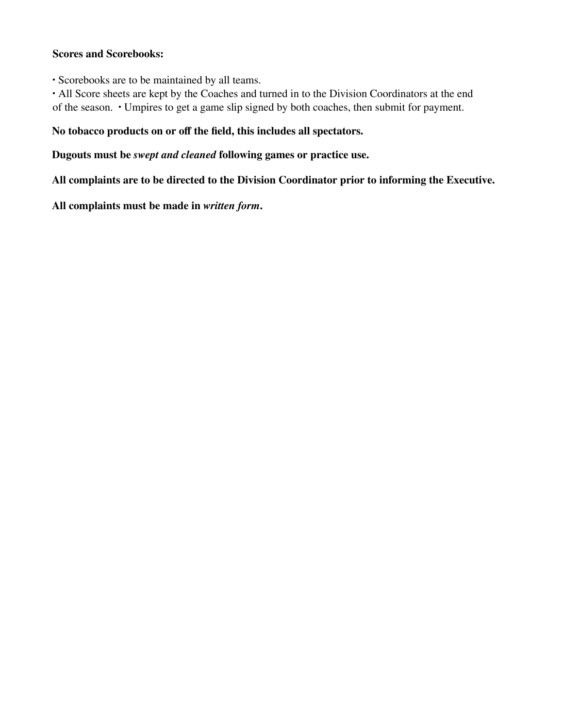**Scores and Scorebooks:**

- Scorebooks are to be maintained by all teams.
- All Score sheets are kept by the Coaches and turned in to the Division Coordinators at the end of the season.
- Umpires to get a game slip signed by both coaches, then submit for payment.

**No tobacco products on or off the field, this includes all spectators.**

**Dugouts must be *swept and cleaned* following games or practice use.**

**All complaints are to be directed to the Division Coordinator prior to informing the Executive.**

**All complaints must be made in *written form*.**